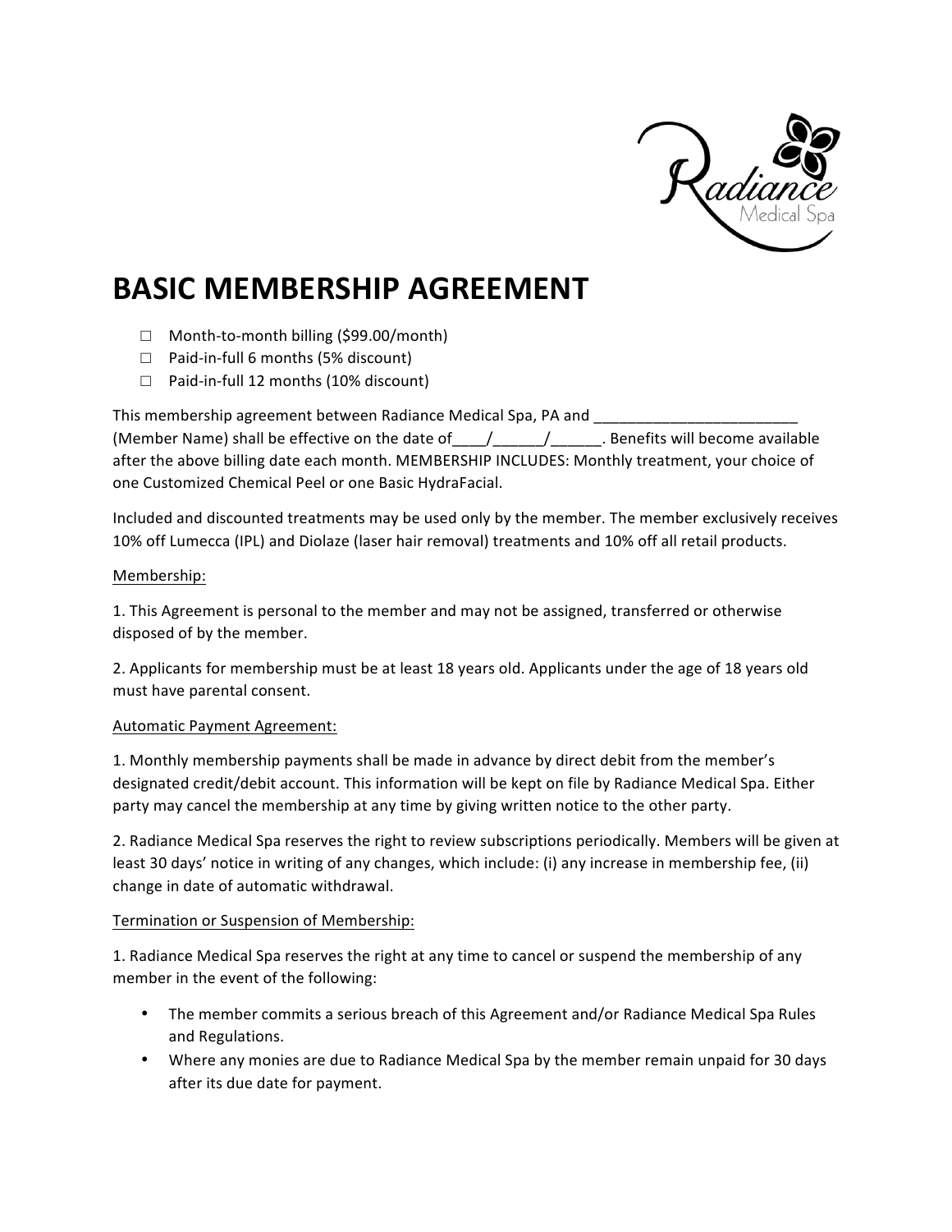# BASIC MEMBERSHIP AGREEMENT

- ☐ Month-to-month billing ($99.00/month)
- ☐ Paid-in-full 6 months (5% discount)
- ☐ Paid-in-full 12 months (10% discount)

This membership agreement between Radiance Medical Spa, PA and ________________________ (Member Name) shall be effective on the date of____/______/______. Benefits will become available after the above billing date each month. MEMBERSHIP INCLUDES: Monthly treatment, your choice of one Customized Chemical Peel or one Basic HydraFacial.

Included and discounted treatments may be used only by the member. The member exclusively receives 10% off Lumecca (IPL) and Diolaze (laser hair removal) treatments and 10% off all retail products.

<u>Membership:</u>

1. This Agreement is personal to the member and may not be assigned, transferred or otherwise disposed of by the member.

2. Applicants for membership must be at least 18 years old. Applicants under the age of 18 years old must have parental consent.

<u>Automatic Payment Agreement:</u>

1. Monthly membership payments shall be made in advance by direct debit from the member's designated credit/debit account. This information will be kept on file by Radiance Medical Spa. Either party may cancel the membership at any time by giving written notice to the other party.

2. Radiance Medical Spa reserves the right to review subscriptions periodically. Members will be given at least 30 days' notice in writing of any changes, which include: (i) any increase in membership fee, (ii) change in date of automatic withdrawal.

<u>Termination or Suspension of Membership:</u>

1. Radiance Medical Spa reserves the right at any time to cancel or suspend the membership of any member in the event of the following:

- The member commits a serious breach of this Agreement and/or Radiance Medical Spa Rules and Regulations.
- Where any monies are due to Radiance Medical Spa by the member remain unpaid for 30 days after its due date for payment.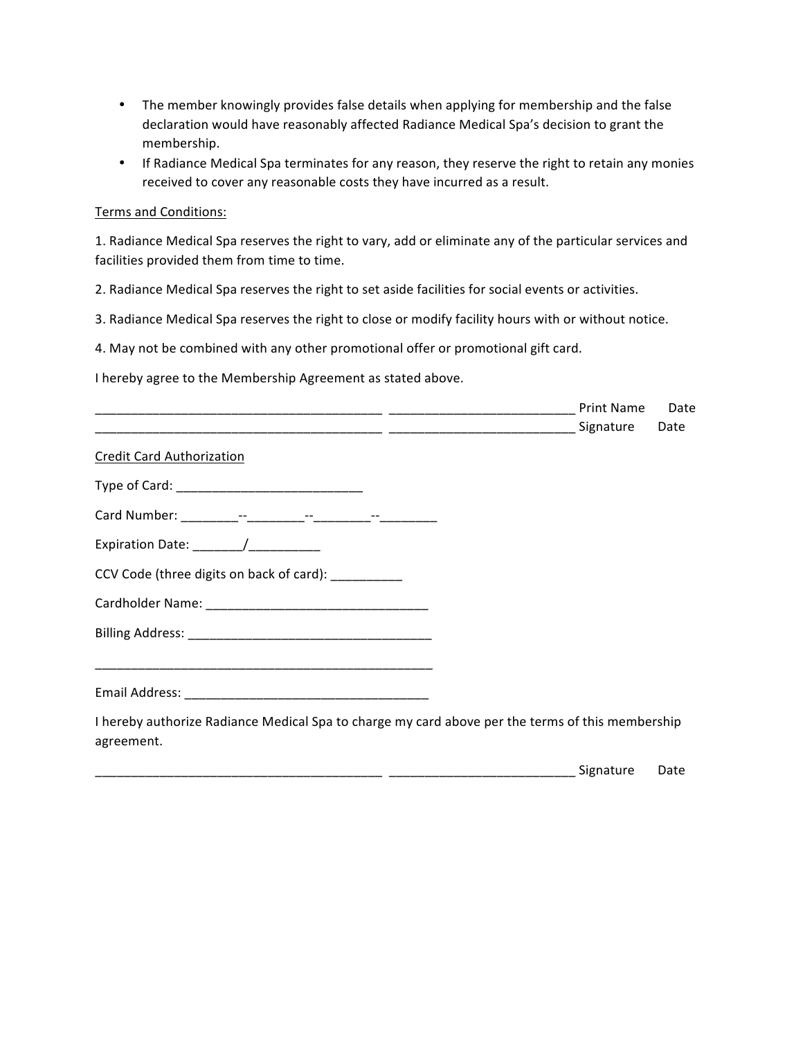- The member knowingly provides false details when applying for membership and the false declaration would have reasonably affected Radiance Medical Spa's decision to grant the membership.
- If Radiance Medical Spa terminates for any reason, they reserve the right to retain any monies received to cover any reasonable costs they have incurred as a result.

Terms and Conditions:

1. Radiance Medical Spa reserves the right to vary, add or eliminate any of the particular services and facilities provided them from time to time.

2. Radiance Medical Spa reserves the right to set aside facilities for social events or activities.

3. Radiance Medical Spa reserves the right to close or modify facility hours with or without notice.

4. May not be combined with any other promotional offer or promotional gift card.

I hereby agree to the Membership Agreement as stated above.

_________________________________________ ___________________________ Print Name Date

_________________________________________ ___________________________ Signature Date

Credit Card Authorization

Type of Card: ___________________________

Card Number: ________--________--________--________

Expiration Date: _______/__________

CCV Code (three digits on back of card): __________

Cardholder Name: ________________________________

Billing Address: ____________________________________

__________________________________________________

Email Address: ___________________________________

I hereby authorize Radiance Medical Spa to charge my card above per the terms of this membership agreement.

_________________________________________ ___________________________ Signature Date